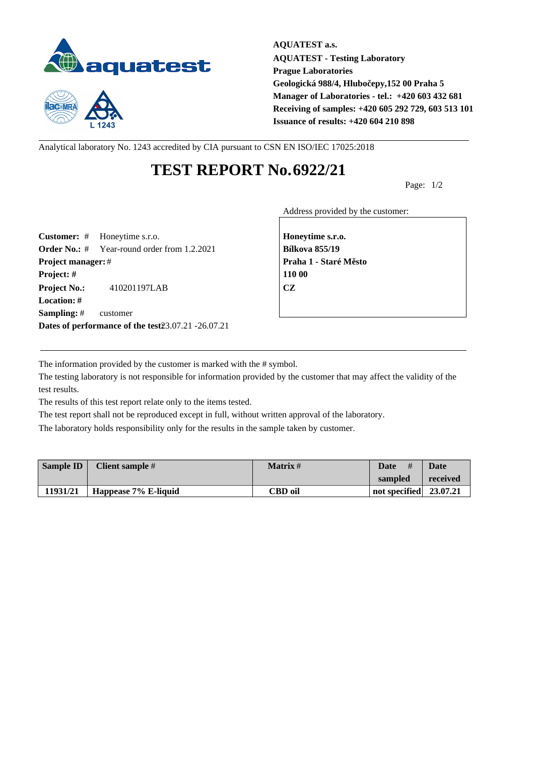AQUATEST a.s.
AQUATEST - Testing Laboratory
Prague Laboratories
Geologická 988/4, Hlubočepy,152 00 Praha 5
Manager of Laboratories - tel.: +420 603 432 681
Receiving of samples: +420 605 292 729, 603 513 101
Issuance of results: +420 604 210 898

L 1243

Analytical laboratory No. 1243 accredited by CIA pursuant to CSN EN ISO/IEC 17025:2018

# TEST REPORT No.6922/21

Page: 1/2

**Customer:** # Honeytime s.r.o.
**Order No.:** # Year-round order from 1.2.2021
**Project manager:** #
**Project:** #
**Project No.:** 410201197LAB
**Location:** #
**Sampling:** # customer
**Dates of performance of the test:** 23.07.21 -26.07.21

Address provided by the customer:

**Honeytime s.r.o.**
**Bílkova 855/19**
**Praha 1 - Staré Město**
**110 00**
**CZ**

The information provided by the customer is marked with the # symbol.
The testing laboratory is not responsible for information provided by the customer that may affect the validity of the test results.
The results of this test report relate only to the items tested.
The test report shall not be reproduced except in full, without written approval of the laboratory.
The laboratory holds responsibility only for the results in the sample taken by customer.

| Sample ID | Client sample # | Matrix # | Date # sampled | Date received |
|---|---|---|---|---|
| 11931/21 | Happease 7% E-liquid | CBD oil | not specified | 23.07.21 |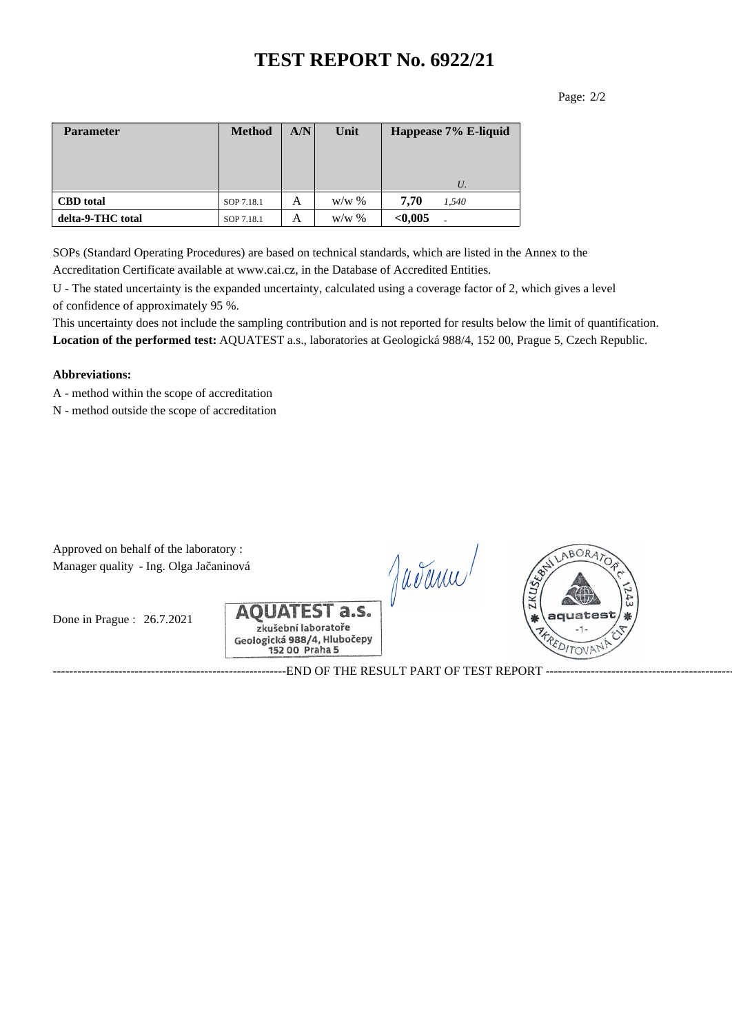# TEST REPORT No. 6922/21

| Parameter | Method | A/N | Unit | Happease 7% E-liquid | |
|---|---|---|---|---|---|
| | | | | | *U.* |
| **CBD total** | SOP 7.18.1 | A | w/w % | **7,70** | *1,540* |
| **delta-9-THC total** | SOP 7.18.1 | A | w/w % | **<0,005** | - |

SOPs (Standard Operating Procedures) are based on technical standards, which are listed in the Annex to the Accreditation Certificate available at www.cai.cz, in the Database of Accredited Entities.

U - The stated uncertainty is the expanded uncertainty, calculated using a coverage factor of 2, which gives a level of confidence of approximately 95 %.

This uncertainty does not include the sampling contribution and is not reported for results below the limit of quantification.

**Location of the performed test:** AQUATEST a.s., laboratories at Geologická 988/4, 152 00, Prague 5, Czech Republic.

**Abbreviations:**

A - method within the scope of accreditation

N - method outside the scope of accreditation

Approved on behalf of the laboratory :
Manager quality - Ing. Olga Jačaninová

Done in Prague : 26.7.2021

AQUATEST a.s.
zkušební laboratoře
Geologická 988/4, Hlubočepy
152 00 Praha 5

ZKUŠEBNÍ LABORATOŘ č. 1243
aquatest
-1-
AKREDITOVANÁ ČIA

---END OF THE RESULT PART OF TEST REPORT---